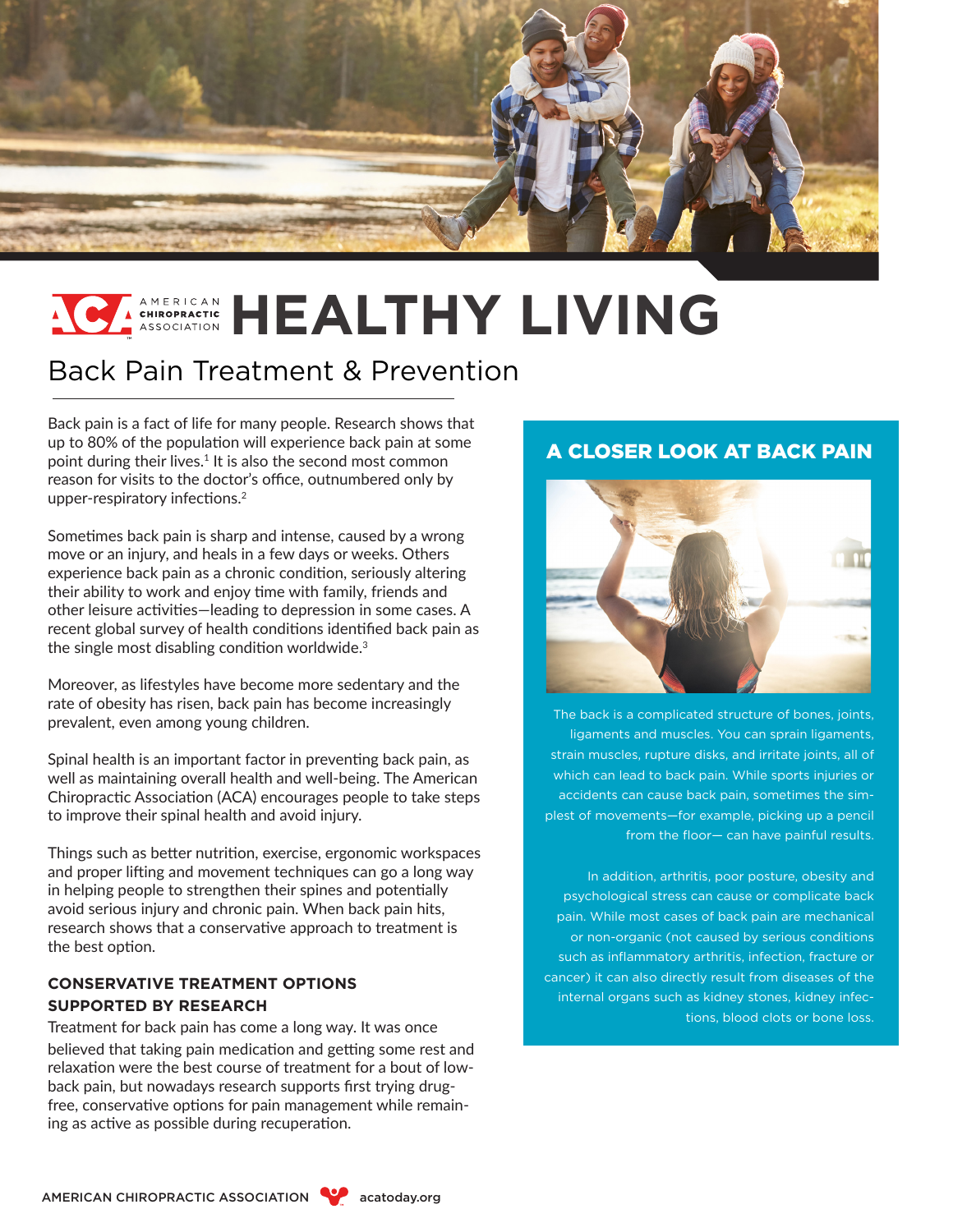# HEALTHY LIVING

## Back Pain Treatment & Prevention

Back pain is a fact of life for many people. Research shows that up to 80% of the population will experience back pain at some point during their lives.[1] It is also the second most common reason for visits to the doctor's office, outnumbered only by upper-respiratory infections.[2]

Sometimes back pain is sharp and intense, caused by a wrong move or an injury, and heals in a few days or weeks. Others experience back pain as a chronic condition, seriously altering their ability to work and enjoy time with family, friends and other leisure activities—leading to depression in some cases. A recent global survey of health conditions identified back pain as the single most disabling condition worldwide.[3]

Moreover, as lifestyles have become more sedentary and the rate of obesity has risen, back pain has become increasingly prevalent, even among young children.

Spinal health is an important factor in preventing back pain, as well as maintaining overall health and well-being. The American Chiropractic Association (ACA) encourages people to take steps to improve their spinal health and avoid injury.

Things such as better nutrition, exercise, ergonomic workspaces and proper lifting and movement techniques can go a long way in helping people to strengthen their spines and potentially avoid serious injury and chronic pain. When back pain hits, research shows that a conservative approach to treatment is the best option.

### CONSERVATIVE TREATMENT OPTIONS SUPPORTED BY RESEARCH

Treatment for back pain has come a long way. It was once believed that taking pain medication and getting some rest and relaxation were the best course of treatment for a bout of low-back pain, but nowadays research supports first trying drug-free, conservative options for pain management while remaining as active as possible during recuperation.

### A CLOSER LOOK AT BACK PAIN

The back is a complicated structure of bones, joints, ligaments and muscles. You can sprain ligaments, strain muscles, rupture disks, and irritate joints, all of which can lead to back pain. While sports injuries or accidents can cause back pain, sometimes the simplest of movements—for example, picking up a pencil from the floor— can have painful results.

In addition, arthritis, poor posture, obesity and psychological stress can cause or complicate back pain. While most cases of back pain are mechanical or non-organic (not caused by serious conditions such as inflammatory arthritis, infection, fracture or cancer) it can also directly result from diseases of the internal organs such as kidney stones, kidney infections, blood clots or bone loss.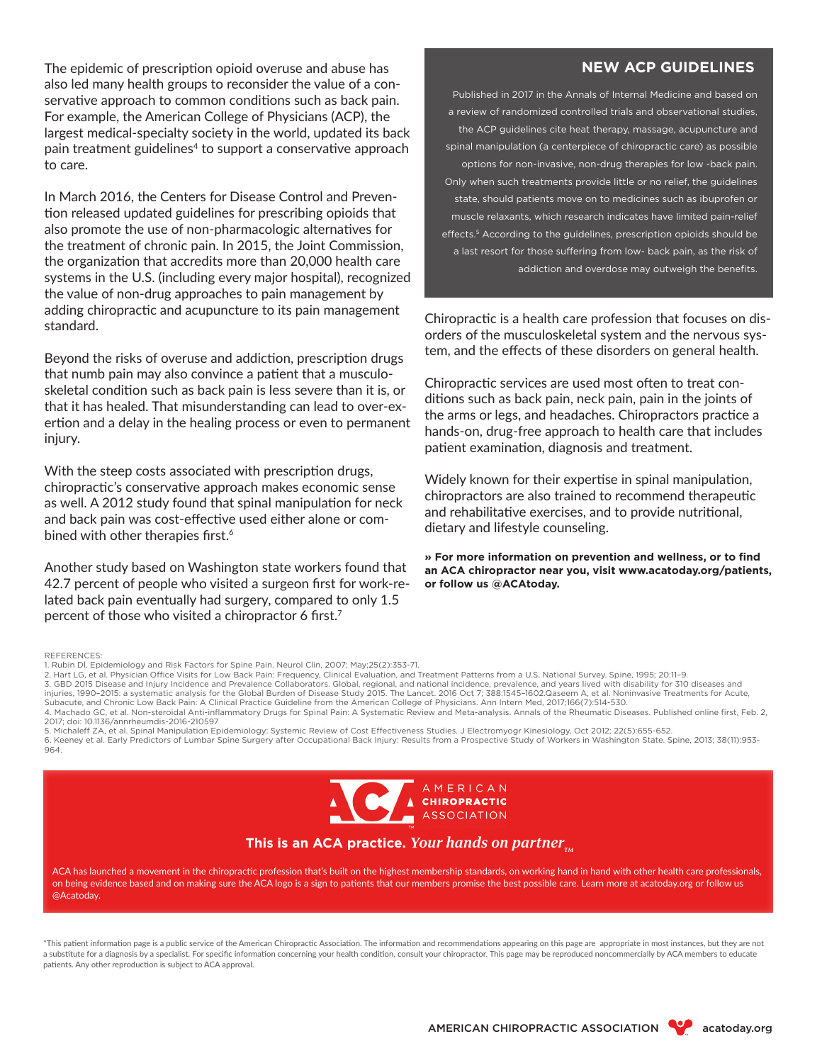The epidemic of prescription opioid overuse and abuse has also led many health groups to reconsider the value of a conservative approach to common conditions such as back pain. For example, the American College of Physicians (ACP), the largest medical-specialty society in the world, updated its back pain treatment guidelines[4] to support a conservative approach to care.

In March 2016, the Centers for Disease Control and Prevention released updated guidelines for prescribing opioids that also promote the use of non-pharmacologic alternatives for the treatment of chronic pain. In 2015, the Joint Commission, the organization that accredits more than 20,000 health care systems in the U.S. (including every major hospital), recognized the value of non-drug approaches to pain management by adding chiropractic and acupuncture to its pain management standard.

Beyond the risks of overuse and addiction, prescription drugs that numb pain may also convince a patient that a musculoskeletal condition such as back pain is less severe than it is, or that it has healed. That misunderstanding can lead to over-exertion and a delay in the healing process or even to permanent injury.

With the steep costs associated with prescription drugs, chiropractic's conservative approach makes economic sense as well. A 2012 study found that spinal manipulation for neck and back pain was cost-effective used either alone or combined with other therapies first.[6]

Another study based on Washington state workers found that 42.7 percent of people who visited a surgeon first for work-related back pain eventually had surgery, compared to only 1.5 percent of those who visited a chiropractor 6 first.[7]

## NEW ACP GUIDELINES

Published in 2017 in the Annals of Internal Medicine and based on a review of randomized controlled trials and observational studies, the ACP guidelines cite heat therapy, massage, acupuncture and spinal manipulation (a centerpiece of chiropractic care) as possible options for non-invasive, non-drug therapies for low -back pain. Only when such treatments provide little or no relief, the guidelines state, should patients move on to medicines such as ibuprofen or muscle relaxants, which research indicates have limited pain-relief effects.[5] According to the guidelines, prescription opioids should be a last resort for those suffering from low- back pain, as the risk of addiction and overdose may outweigh the benefits.

Chiropractic is a health care profession that focuses on disorders of the musculoskeletal system and the nervous system, and the effects of these disorders on general health.

Chiropractic services are used most often to treat conditions such as back pain, neck pain, pain in the joints of the arms or legs, and headaches. Chiropractors practice a hands-on, drug-free approach to health care that includes patient examination, diagnosis and treatment.

Widely known for their expertise in spinal manipulation, chiropractors are also trained to recommend therapeutic and rehabilitative exercises, and to provide nutritional, dietary and lifestyle counseling.

**» For more information on prevention and wellness, or to find an ACA chiropractor near you, visit www.acatoday.org/patients, or follow us @ACAtoday.**

REFERENCES:
1. Rubin DI. Epidemiology and Risk Factors for Spine Pain. Neurol Clin, 2007; May;25(2):353-71.
2. Hart LG, et al. Physician Office Visits for Low Back Pain: Frequency, Clinical Evaluation, and Treatment Patterns from a U.S. National Survey. Spine, 1995; 20:11–9.
3. GBD 2015 Disease and Injury Incidence and Prevalence Collaborators. Global, regional, and national incidence, prevalence, and years lived with disability for 310 diseases and injuries, 1990–2015: a systematic analysis for the Global Burden of Disease Study 2015. The Lancet. 2016 Oct 7; 388:1545–1602.Qaseem A, et al. Noninvasive Treatments for Acute, Subacute, and Chronic Low Back Pain: A Clinical Practice Guideline from the American College of Physicians. Ann Intern Med, 2017;166(7):514-530.
4. Machado GC, et al. Non-steroidal Anti-inflammatory Drugs for Spinal Pain: A Systematic Review and Meta-analysis. Annals of the Rheumatic Diseases. Published online first, Feb. 2, 2017; doi: 10.1136/annrheumdis-2016-210597
5. Michaleff ZA, et al. Spinal Manipulation Epidemiology: Systemic Review of Cost Effectiveness Studies. J Electromyogr Kinesiology, Oct 2012; 22(5):655-652.
6. Keeney et al. Early Predictors of Lumbar Spine Surgery after Occupational Back Injury: Results from a Prospective Study of Workers in Washington State. Spine, 2013; 38(11):953-964.

AMERICAN CHIROPRACTIC ASSOCIATION

**This is an ACA practice.** *Your hands on partner*™

ACA has launched a movement in the chiropractic profession that's built on the highest membership standards, on working hand in hand with other health care professionals, on being evidence based and on making sure the ACA logo is a sign to patients that our members promise the best possible care. Learn more at acatoday.org or follow us @Acatoday.

*This patient information page is a public service of the American Chiropractic Association. The information and recommendations appearing on this page are appropriate in most instances, but they are not a substitute for a diagnosis by a specialist. For specific information concerning your health condition, consult your chiropractor. This page may be reproduced noncommercially by ACA members to educate patients. Any other reproduction is subject to ACA approval.